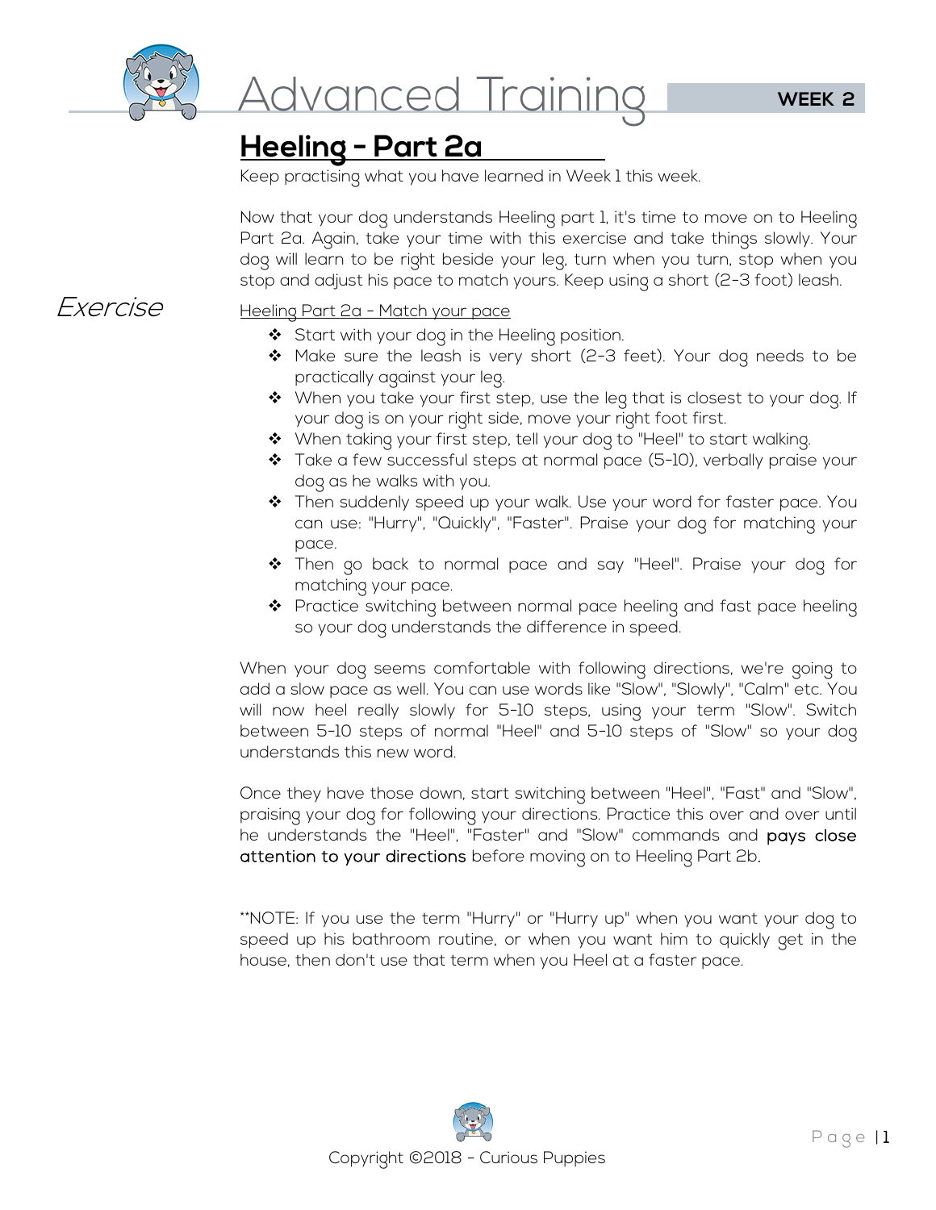# Advanced Training

**WEEK 2**

## Heeling - Part 2a

Keep practising what you have learned in Week 1 this week.

Now that your dog understands Heeling part 1, it's time to move on to Heeling Part 2a. Again, take your time with this exercise and take things slowly. Your dog will learn to be right beside your leg, turn when you turn, stop when you stop and adjust his pace to match yours. Keep using a short (2-3 foot) leash.

*Exercise*

Heeling Part 2a - Match your pace

- Start with your dog in the Heeling position.
- Make sure the leash is very short (2-3 feet). Your dog needs to be practically against your leg.
- When you take your first step, use the leg that is closest to your dog. If your dog is on your right side, move your right foot first.
- When taking your first step, tell your dog to "Heel" to start walking.
- Take a few successful steps at normal pace (5-10), verbally praise your dog as he walks with you.
- Then suddenly speed up your walk. Use your word for faster pace. You can use: "Hurry", "Quickly", "Faster". Praise your dog for matching your pace.
- Then go back to normal pace and say "Heel". Praise your dog for matching your pace.
- Practice switching between normal pace heeling and fast pace heeling so your dog understands the difference in speed.

When your dog seems comfortable with following directions, we're going to add a slow pace as well. You can use words like "Slow", "Slowly", "Calm" etc. You will now heel really slowly for 5-10 steps, using your term "Slow". Switch between 5-10 steps of normal "Heel" and 5-10 steps of "Slow" so your dog understands this new word.

Once they have those down, start switching between "Heel", "Fast" and "Slow", praising your dog for following your directions. Practice this over and over until he understands the "Heel", "Faster" and "Slow" commands and **pays close attention to your directions** before moving on to Heeling Part 2b.

**NOTE: If you use the term "Hurry" or "Hurry up" when you want your dog to speed up his bathroom routine, or when you want him to quickly get in the house, then don't use that term when you Heel at a faster pace.

Copyright ©2018 - Curious Puppies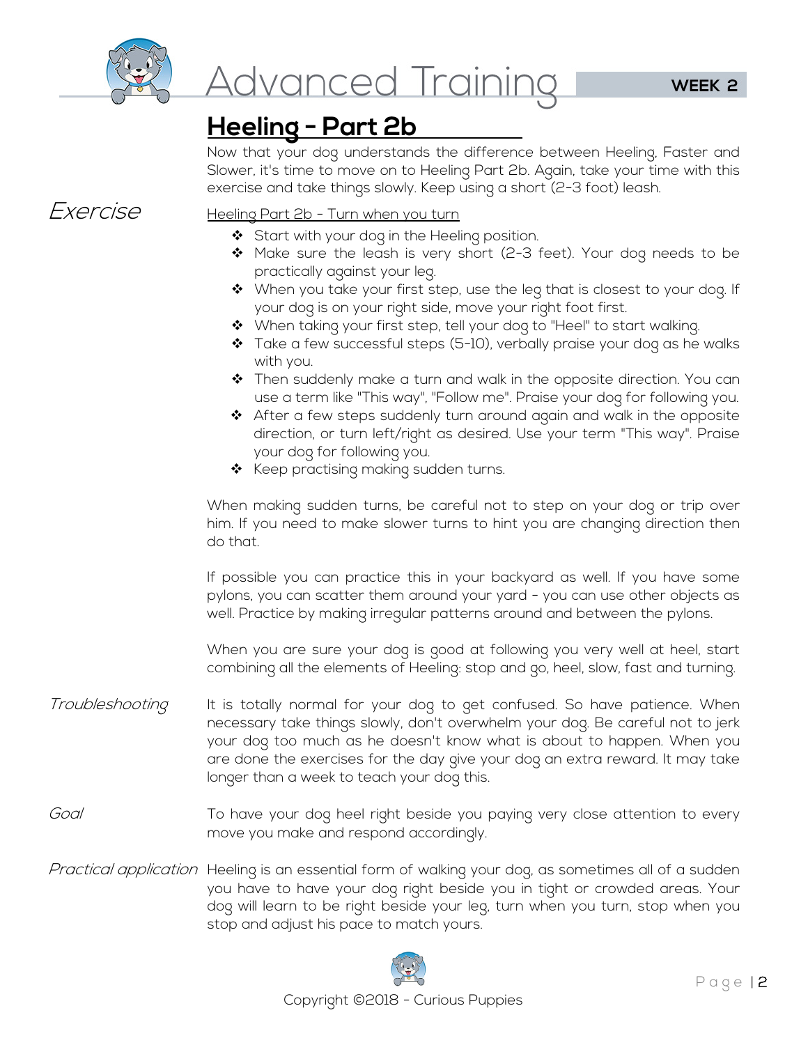# Advanced Training

**WEEK 2**

## Heeling - Part 2b

Now that your dog understands the difference between Heeling, Faster and Slower, it's time to move on to Heeling Part 2b. Again, take your time with this exercise and take things slowly. Keep using a short (2-3 foot) leash.

*Exercise*

Heeling Part 2b - Turn when you turn

- Start with your dog in the Heeling position.
- Make sure the leash is very short (2-3 feet). Your dog needs to be practically against your leg.
- When you take your first step, use the leg that is closest to your dog. If your dog is on your right side, move your right foot first.
- When taking your first step, tell your dog to "Heel" to start walking.
- Take a few successful steps (5-10), verbally praise your dog as he walks with you.
- Then suddenly make a turn and walk in the opposite direction. You can use a term like "This way", "Follow me". Praise your dog for following you.
- After a few steps suddenly turn around again and walk in the opposite direction, or turn left/right as desired. Use your term "This way". Praise your dog for following you.
- Keep practising making sudden turns.

When making sudden turns, be careful not to step on your dog or trip over him. If you need to make slower turns to hint you are changing direction then do that.

If possible you can practice this in your backyard as well. If you have some pylons, you can scatter them around your yard - you can use other objects as well. Practice by making irregular patterns around and between the pylons.

When you are sure your dog is good at following you very well at heel, start combining all the elements of Heeling: stop and go, heel, slow, fast and turning.

*Troubleshooting*

It is totally normal for your dog to get confused. So have patience. When necessary take things slowly, don't overwhelm your dog. Be careful not to jerk your dog too much as he doesn't know what is about to happen. When you are done the exercises for the day give your dog an extra reward. It may take longer than a week to teach your dog this.

*Goal*

To have your dog heel right beside you paying very close attention to every move you make and respond accordingly.

*Practical application*

Heeling is an essential form of walking your dog, as sometimes all of a sudden you have to have your dog right beside you in tight or crowded areas. Your dog will learn to be right beside your leg, turn when you turn, stop when you stop and adjust his pace to match yours.

Copyright ©2018 - Curious Puppies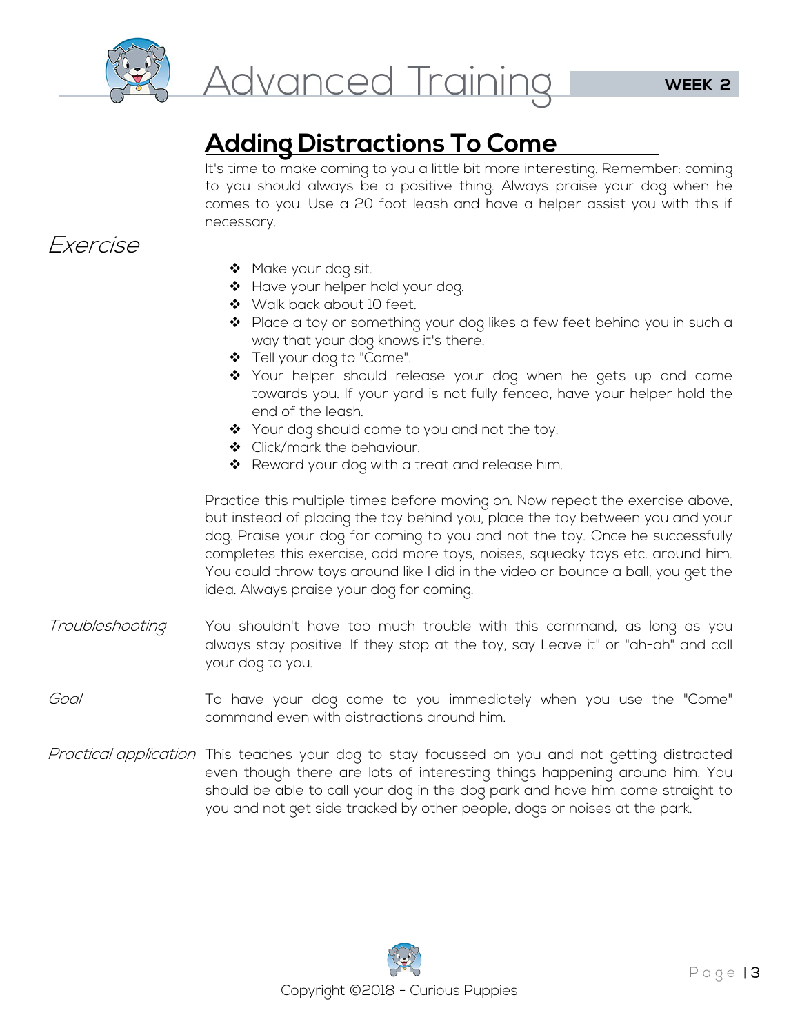## Adding Distractions To Come

It's time to make coming to you a little bit more interesting. Remember: coming to you should always be a positive thing. Always praise your dog when he comes to you. Use a 20 foot leash and have a helper assist you with this if necessary.

### *Exercise*

- Make your dog sit.
- Have your helper hold your dog.
- Walk back about 10 feet.
- Place a toy or something your dog likes a few feet behind you in such a way that your dog knows it's there.
- Tell your dog to "Come".
- Your helper should release your dog when he gets up and come towards you. If your yard is not fully fenced, have your helper hold the end of the leash.
- Your dog should come to you and not the toy.
- Click/mark the behaviour.
- Reward your dog with a treat and release him.

Practice this multiple times before moving on. Now repeat the exercise above, but instead of placing the toy behind you, place the toy between you and your dog. Praise your dog for coming to you and not the toy. Once he successfully completes this exercise, add more toys, noises, squeaky toys etc. around him. You could throw toys around like I did in the video or bounce a ball, you get the idea. Always praise your dog for coming.

*Troubleshooting* You shouldn't have too much trouble with this command, as long as you always stay positive. If they stop at the toy, say Leave it" or "ah-ah" and call your dog to you.

*Goal* To have your dog come to you immediately when you use the "Come" command even with distractions around him.

*Practical application* This teaches your dog to stay focussed on you and not getting distracted even though there are lots of interesting things happening around him. You should be able to call your dog in the dog park and have him come straight to you and not get side tracked by other people, dogs or noises at the park.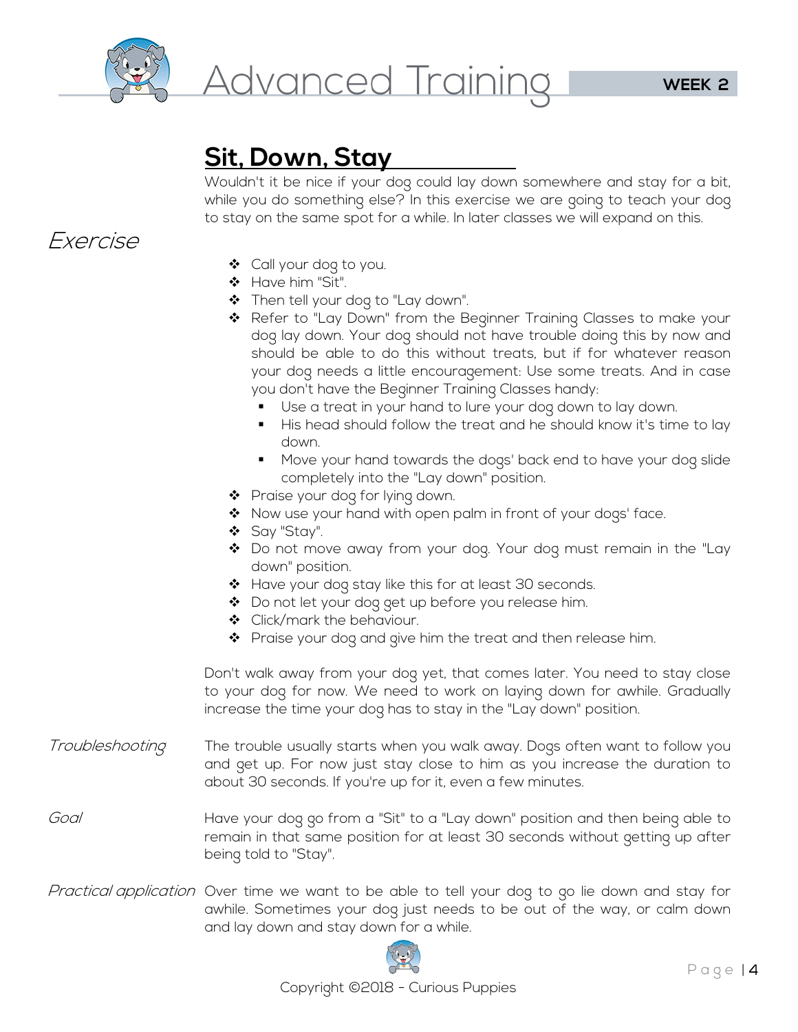# Advanced Training

## Sit, Down, Stay

Wouldn't it be nice if your dog could lay down somewhere and stay for a bit, while you do something else? In this exercise we are going to teach your dog to stay on the same spot for a while. In later classes we will expand on this.

### *Exercise*

- Call your dog to you.
- Have him "Sit".
- Then tell your dog to "Lay down".
- Refer to "Lay Down" from the Beginner Training Classes to make your dog lay down. Your dog should not have trouble doing this by now and should be able to do this without treats, but if for whatever reason your dog needs a little encouragement: Use some treats. And in case you don't have the Beginner Training Classes handy:
  - Use a treat in your hand to lure your dog down to lay down.
  - His head should follow the treat and he should know it's time to lay down.
  - Move your hand towards the dogs' back end to have your dog slide completely into the "Lay down" position.
- Praise your dog for lying down.
- Now use your hand with open palm in front of your dogs' face.
- Say "Stay".
- Do not move away from your dog. Your dog must remain in the "Lay down" position.
- Have your dog stay like this for at least 30 seconds.
- Do not let your dog get up before you release him.
- Click/mark the behaviour.
- Praise your dog and give him the treat and then release him.

Don't walk away from your dog yet, that comes later. You need to stay close to your dog for now. We need to work on laying down for awhile. Gradually increase the time your dog has to stay in the "Lay down" position.

*Troubleshooting* The trouble usually starts when you walk away. Dogs often want to follow you and get up. For now just stay close to him as you increase the duration to about 30 seconds. If you're up for it, even a few minutes.

*Goal* Have your dog go from a "Sit" to a "Lay down" position and then being able to remain in that same position for at least 30 seconds without getting up after being told to "Stay".

*Practical application* Over time we want to be able to tell your dog to go lie down and stay for awhile. Sometimes your dog just needs to be out of the way, or calm down and lay down and stay down for a while.